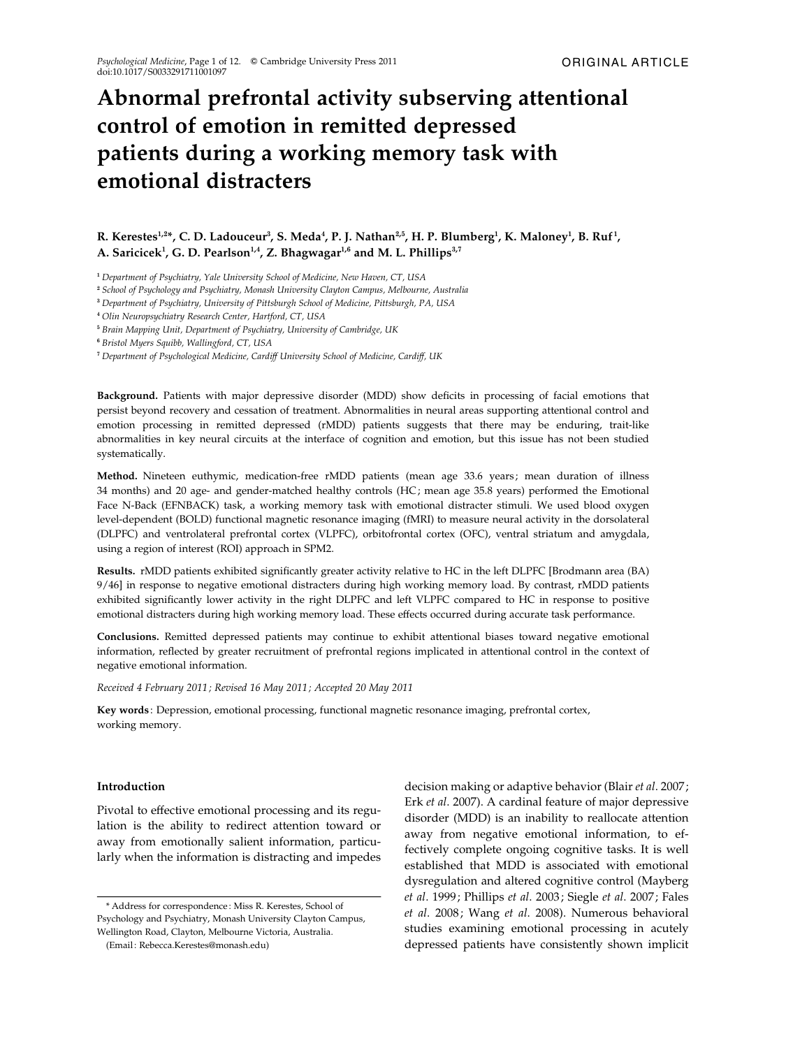ORIGINAL ARTICLE

# Abnormal prefrontal activity subserving attentional control of emotion in remitted depressed patients during a working memory task with emotional distracters

**R. Kerestes[1,2]*, C. D. Ladouceur[3], S. Meda[4], P. J. Nathan[2,5], H. P. Blumberg[1], K. Maloney[1], B. Ruf[1], A. Saricicek[1], G. D. Pearlson[1,4], Z. Bhagwagar[1,6] and M. L. Phillips[3,7]**

[1] *Department of Psychiatry, Yale University School of Medicine, New Haven, CT, USA*
[2] *School of Psychology and Psychiatry, Monash University Clayton Campus, Melbourne, Australia*
[3] *Department of Psychiatry, University of Pittsburgh School of Medicine, Pittsburgh, PA, USA*
[4] *Olin Neuropsychiatry Research Center, Hartford, CT, USA*
[5] *Brain Mapping Unit, Department of Psychiatry, University of Cambridge, UK*
[6] *Bristol Myers Squibb, Wallingford, CT, USA*
[7] *Department of Psychological Medicine, Cardiff University School of Medicine, Cardiff, UK*

**Background.** Patients with major depressive disorder (MDD) show deficits in processing of facial emotions that persist beyond recovery and cessation of treatment. Abnormalities in neural areas supporting attentional control and emotion processing in remitted depressed (rMDD) patients suggests that there may be enduring, trait-like abnormalities in key neural circuits at the interface of cognition and emotion, but this issue has not been studied systematically.

**Method.** Nineteen euthymic, medication-free rMDD patients (mean age 33.6 years; mean duration of illness 34 months) and 20 age- and gender-matched healthy controls (HC; mean age 35.8 years) performed the Emotional Face N-Back (EFNBACK) task, a working memory task with emotional distracter stimuli. We used blood oxygen level-dependent (BOLD) functional magnetic resonance imaging (fMRI) to measure neural activity in the dorsolateral (DLPFC) and ventrolateral prefrontal cortex (VLPFC), orbitofrontal cortex (OFC), ventral striatum and amygdala, using a region of interest (ROI) approach in SPM2.

**Results.** rMDD patients exhibited significantly greater activity relative to HC in the left DLPFC [Brodmann area (BA) 9/46] in response to negative emotional distracters during high working memory load. By contrast, rMDD patients exhibited significantly lower activity in the right DLPFC and left VLPFC compared to HC in response to positive emotional distracters during high working memory load. These effects occurred during accurate task performance.

**Conclusions.** Remitted depressed patients may continue to exhibit attentional biases toward negative emotional information, reflected by greater recruitment of prefrontal regions implicated in attentional control in the context of negative emotional information.

*Received 4 February 2011; Revised 16 May 2011; Accepted 20 May 2011*

**Key words**: Depression, emotional processing, functional magnetic resonance imaging, prefrontal cortex, working memory.

## Introduction

Pivotal to effective emotional processing and its regulation is the ability to redirect attention toward or away from emotionally salient information, particularly when the information is distracting and impedes decision making or adaptive behavior (Blair *et al.* 2007; Erk *et al.* 2007). A cardinal feature of major depressive disorder (MDD) is an inability to reallocate attention away from negative emotional information, to effectively complete ongoing cognitive tasks. It is well established that MDD is associated with emotional dysregulation and altered cognitive control (Mayberg *et al.* 1999; Phillips *et al.* 2003; Siegle *et al.* 2007; Fales *et al.* 2008; Wang *et al.* 2008). Numerous behavioral studies examining emotional processing in acutely depressed patients have consistently shown implicit

* Address for correspondence: Miss R. Kerestes, School of Psychology and Psychiatry, Monash University Clayton Campus, Wellington Road, Clayton, Melbourne Victoria, Australia.
(Email: Rebecca.Kerestes@monash.edu)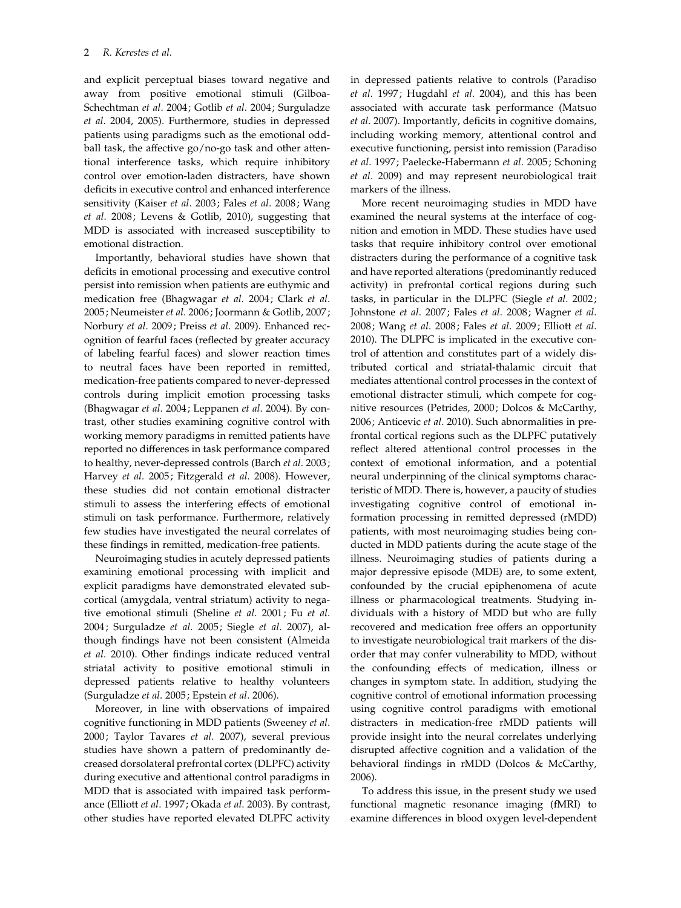and explicit perceptual biases toward negative and away from positive emotional stimuli (Gilboa-Schechtman *et al.* 2004; Gotlib *et al.* 2004; Surguladze *et al.* 2004, 2005). Furthermore, studies in depressed patients using paradigms such as the emotional oddball task, the affective go/no-go task and other attentional interference tasks, which require inhibitory control over emotion-laden distracters, have shown deficits in executive control and enhanced interference sensitivity (Kaiser *et al.* 2003; Fales *et al.* 2008; Wang *et al.* 2008; Levens & Gotlib, 2010), suggesting that MDD is associated with increased susceptibility to emotional distraction.

Importantly, behavioral studies have shown that deficits in emotional processing and executive control persist into remission when patients are euthymic and medication free (Bhagwagar *et al.* 2004; Clark *et al.* 2005; Neumeister *et al.* 2006; Joormann & Gotlib, 2007; Norbury *et al.* 2009; Preiss *et al.* 2009). Enhanced recognition of fearful faces (reflected by greater accuracy of labeling fearful faces) and slower reaction times to neutral faces have been reported in remitted, medication-free patients compared to never-depressed controls during implicit emotion processing tasks (Bhagwagar *et al.* 2004; Leppanen *et al.* 2004). By contrast, other studies examining cognitive control with working memory paradigms in remitted patients have reported no differences in task performance compared to healthy, never-depressed controls (Barch *et al.* 2003; Harvey *et al.* 2005; Fitzgerald *et al.* 2008). However, these studies did not contain emotional distracter stimuli to assess the interfering effects of emotional stimuli on task performance. Furthermore, relatively few studies have investigated the neural correlates of these findings in remitted, medication-free patients.

Neuroimaging studies in acutely depressed patients examining emotional processing with implicit and explicit paradigms have demonstrated elevated subcortical (amygdala, ventral striatum) activity to negative emotional stimuli (Sheline *et al.* 2001; Fu *et al.* 2004; Surguladze *et al.* 2005; Siegle *et al.* 2007), although findings have not been consistent (Almeida *et al.* 2010). Other findings indicate reduced ventral striatal activity to positive emotional stimuli in depressed patients relative to healthy volunteers (Surguladze *et al.* 2005; Epstein *et al.* 2006).

Moreover, in line with observations of impaired cognitive functioning in MDD patients (Sweeney *et al.* 2000; Taylor Tavares *et al.* 2007), several previous studies have shown a pattern of predominantly decreased dorsolateral prefrontal cortex (DLPFC) activity during executive and attentional control paradigms in MDD that is associated with impaired task performance (Elliott *et al.* 1997; Okada *et al.* 2003). By contrast, other studies have reported elevated DLPFC activity in depressed patients relative to controls (Paradiso *et al.* 1997; Hugdahl *et al.* 2004), and this has been associated with accurate task performance (Matsuo *et al.* 2007). Importantly, deficits in cognitive domains, including working memory, attentional control and executive functioning, persist into remission (Paradiso *et al.* 1997; Paelecke-Habermann *et al.* 2005; Schoning *et al.* 2009) and may represent neurobiological trait markers of the illness.

More recent neuroimaging studies in MDD have examined the neural systems at the interface of cognition and emotion in MDD. These studies have used tasks that require inhibitory control over emotional distracters during the performance of a cognitive task and have reported alterations (predominantly reduced activity) in prefrontal cortical regions during such tasks, in particular in the DLPFC (Siegle *et al.* 2002; Johnstone *et al.* 2007; Fales *et al.* 2008; Wagner *et al.* 2008; Wang *et al.* 2008; Fales *et al.* 2009; Elliott *et al.* 2010). The DLPFC is implicated in the executive control of attention and constitutes part of a widely distributed cortical and striatal-thalamic circuit that mediates attentional control processes in the context of emotional distracter stimuli, which compete for cognitive resources (Petrides, 2000; Dolcos & McCarthy, 2006; Anticevic *et al.* 2010). Such abnormalities in prefrontal cortical regions such as the DLPFC putatively reflect altered attentional control processes in the context of emotional information, and a potential neural underpinning of the clinical symptoms characteristic of MDD. There is, however, a paucity of studies investigating cognitive control of emotional information processing in remitted depressed (rMDD) patients, with most neuroimaging studies being conducted in MDD patients during the acute stage of the illness. Neuroimaging studies of patients during a major depressive episode (MDE) are, to some extent, confounded by the crucial epiphenomena of acute illness or pharmacological treatments. Studying individuals with a history of MDD but who are fully recovered and medication free offers an opportunity to investigate neurobiological trait markers of the disorder that may confer vulnerability to MDD, without the confounding effects of medication, illness or changes in symptom state. In addition, studying the cognitive control of emotional information processing using cognitive control paradigms with emotional distracters in medication-free rMDD patients will provide insight into the neural correlates underlying disrupted affective cognition and a validation of the behavioral findings in rMDD (Dolcos & McCarthy, 2006).

To address this issue, in the present study we used functional magnetic resonance imaging (fMRI) to examine differences in blood oxygen level-dependent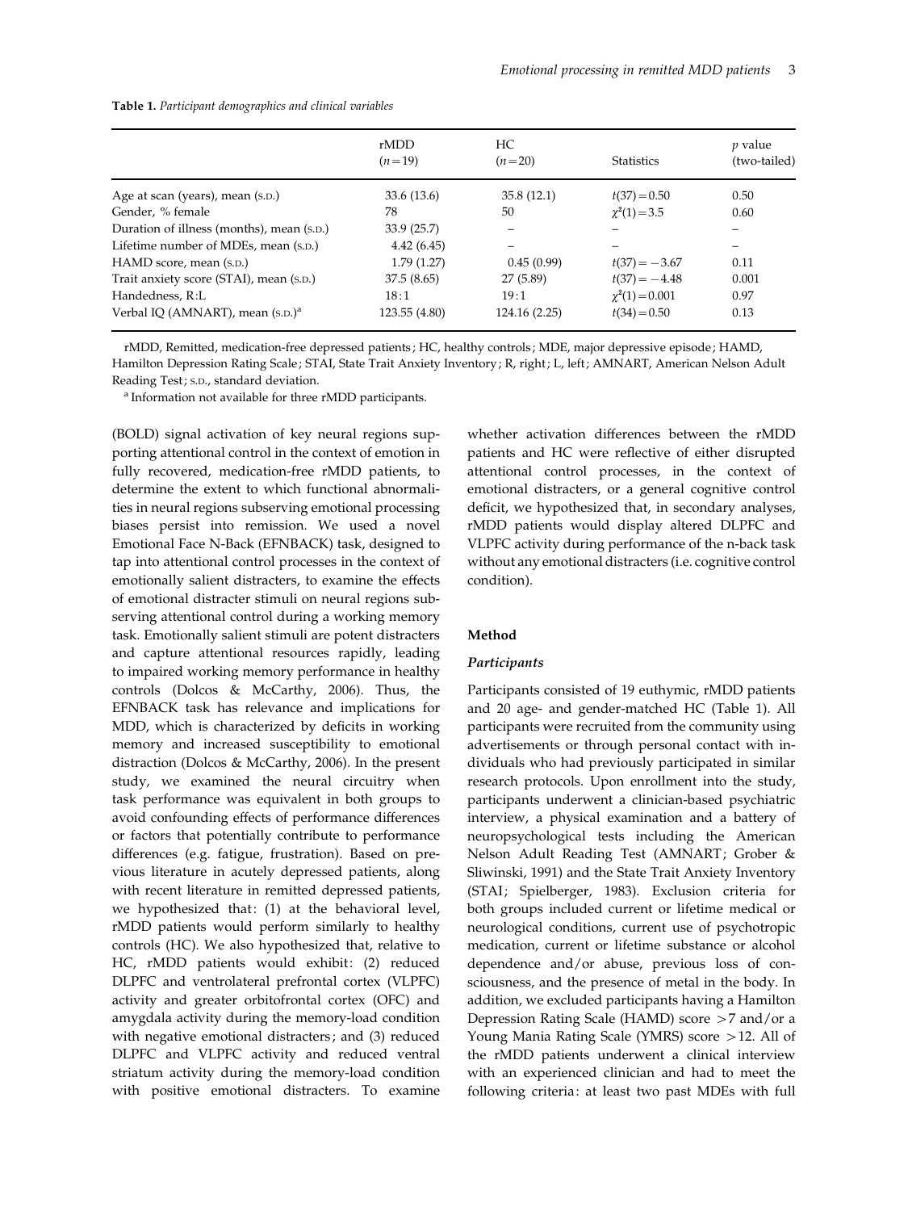**Table 1.** *Participant demographics and clinical variables*

| | rMDD ($n=19$) | HC ($n=20$) | Statistics | $p$ value (two-tailed) |
|---|---|---|---|---|
| Age at scan (years), mean (S.D.) | 33.6 (13.6) | 35.8 (12.1) | $t(37)=0.50$ | 0.50 |
| Gender, % female | 78 | 50 | $\chi^2(1)=3.5$ | 0.60 |
| Duration of illness (months), mean (S.D.) | 33.9 (25.7) | – | – | – |
| Lifetime number of MDEs, mean (S.D.) | 4.42 (6.45) | – | – | – |
| HAMD score, mean (S.D.) | 1.79 (1.27) | 0.45 (0.99) | $t(37)=-3.67$ | 0.11 |
| Trait anxiety score (STAI), mean (S.D.) | 37.5 (8.65) | 27 (5.89) | $t(37)=-4.48$ | 0.001 |
| Handedness, R:L | 18:1 | 19:1 | $\chi^2(1)=0.001$ | 0.97 |
| Verbal IQ (AMNART), mean (S.D.)[a] | 123.55 (4.80) | 124.16 (2.25) | $t(34)=0.50$ | 0.13 |

rMDD, Remitted, medication-free depressed patients; HC, healthy controls; MDE, major depressive episode; HAMD, Hamilton Depression Rating Scale; STAI, State Trait Anxiety Inventory; R, right; L, left; AMNART, American Nelson Adult Reading Test; S.D., standard deviation.

[a] Information not available for three rMDD participants.

(BOLD) signal activation of key neural regions supporting attentional control in the context of emotion in fully recovered, medication-free rMDD patients, to determine the extent to which functional abnormalities in neural regions subserving emotional processing biases persist into remission. We used a novel Emotional Face N-Back (EFNBACK) task, designed to tap into attentional control processes in the context of emotionally salient distracters, to examine the effects of emotional distracter stimuli on neural regions subserving attentional control during a working memory task. Emotionally salient stimuli are potent distracters and capture attentional resources rapidly, leading to impaired working memory performance in healthy controls (Dolcos & McCarthy, 2006). Thus, the EFNBACK task has relevance and implications for MDD, which is characterized by deficits in working memory and increased susceptibility to emotional distraction (Dolcos & McCarthy, 2006). In the present study, we examined the neural circuitry when task performance was equivalent in both groups to avoid confounding effects of performance differences or factors that potentially contribute to performance differences (e.g. fatigue, frustration). Based on previous literature in acutely depressed patients, along with recent literature in remitted depressed patients, we hypothesized that: (1) at the behavioral level, rMDD patients would perform similarly to healthy controls (HC). We also hypothesized that, relative to HC, rMDD patients would exhibit: (2) reduced DLPFC and ventrolateral prefrontal cortex (VLPFC) activity and greater orbitofrontal cortex (OFC) and amygdala activity during the memory-load condition with negative emotional distracters; and (3) reduced DLPFC and VLPFC activity and reduced ventral striatum activity during the memory-load condition with positive emotional distracters. To examine whether activation differences between the rMDD patients and HC were reflective of either disrupted attentional control processes, in the context of emotional distracters, or a general cognitive control deficit, we hypothesized that, in secondary analyses, rMDD patients would display altered DLPFC and VLPFC activity during performance of the n-back task without any emotional distracters (i.e. cognitive control condition).

## Method

### *Participants*

Participants consisted of 19 euthymic, rMDD patients and 20 age- and gender-matched HC (Table 1). All participants were recruited from the community using advertisements or through personal contact with individuals who had previously participated in similar research protocols. Upon enrollment into the study, participants underwent a clinician-based psychiatric interview, a physical examination and a battery of neuropsychological tests including the American Nelson Adult Reading Test (AMNART; Grober & Sliwinski, 1991) and the State Trait Anxiety Inventory (STAI; Spielberger, 1983). Exclusion criteria for both groups included current or lifetime medical or neurological conditions, current use of psychotropic medication, current or lifetime substance or alcohol dependence and/or abuse, previous loss of consciousness, and the presence of metal in the body. In addition, we excluded participants having a Hamilton Depression Rating Scale (HAMD) score $>7$ and/or a Young Mania Rating Scale (YMRS) score $>12$. All of the rMDD patients underwent a clinical interview with an experienced clinician and had to meet the following criteria: at least two past MDEs with full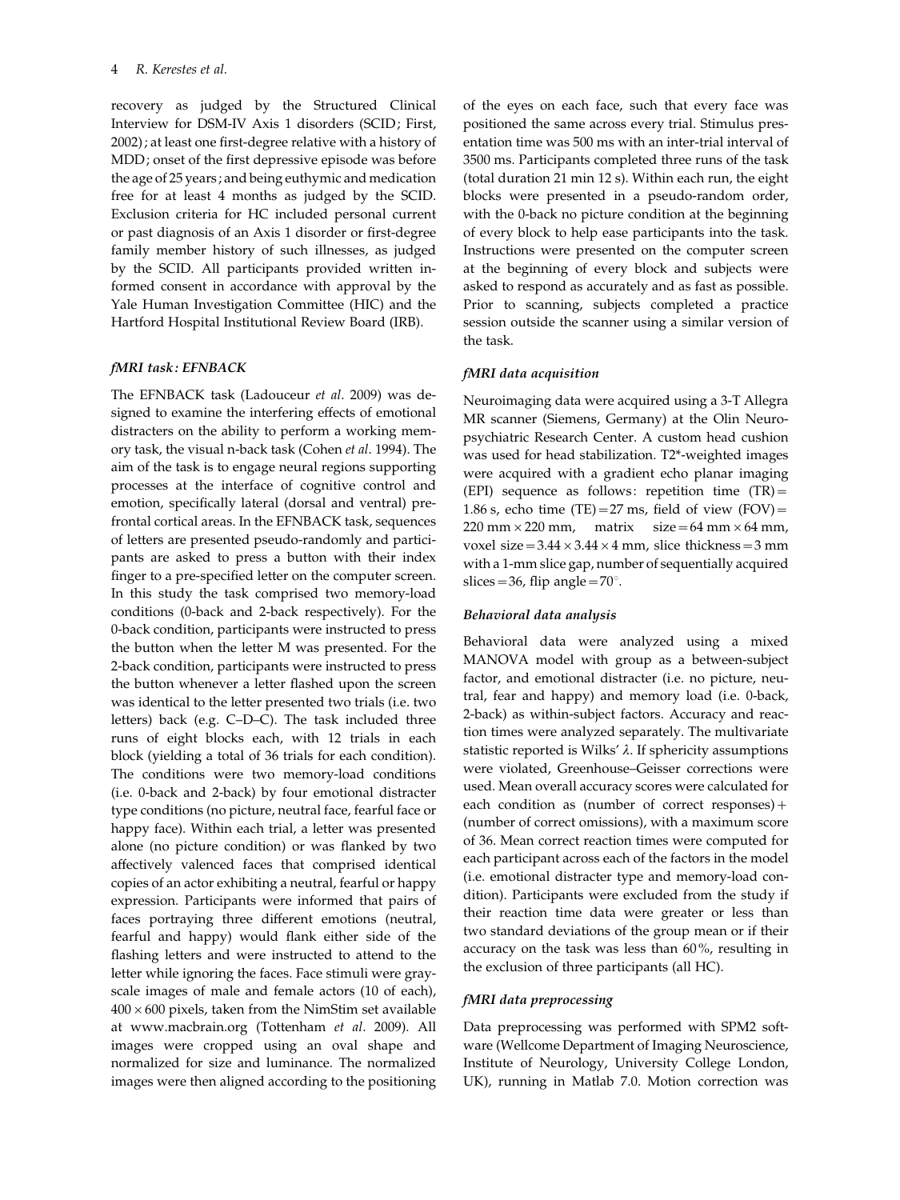recovery as judged by the Structured Clinical Interview for DSM-IV Axis 1 disorders (SCID; First, 2002); at least one first-degree relative with a history of MDD; onset of the first depressive episode was before the age of 25 years; and being euthymic and medication free for at least 4 months as judged by the SCID. Exclusion criteria for HC included personal current or past diagnosis of an Axis 1 disorder or first-degree family member history of such illnesses, as judged by the SCID. All participants provided written informed consent in accordance with approval by the Yale Human Investigation Committee (HIC) and the Hartford Hospital Institutional Review Board (IRB).

### *fMRI task: EFNBACK*

The EFNBACK task (Ladouceur *et al*. 2009) was designed to examine the interfering effects of emotional distracters on the ability to perform a working memory task, the visual n-back task (Cohen *et al*. 1994). The aim of the task is to engage neural regions supporting processes at the interface of cognitive control and emotion, specifically lateral (dorsal and ventral) prefrontal cortical areas. In the EFNBACK task, sequences of letters are presented pseudo-randomly and participants are asked to press a button with their index finger to a pre-specified letter on the computer screen. In this study the task comprised two memory-load conditions (0-back and 2-back respectively). For the 0-back condition, participants were instructed to press the button when the letter M was presented. For the 2-back condition, participants were instructed to press the button whenever a letter flashed upon the screen was identical to the letter presented two trials (i.e. two letters) back (e.g. C–D–C). The task included three runs of eight blocks each, with 12 trials in each block (yielding a total of 36 trials for each condition). The conditions were two memory-load conditions (i.e. 0-back and 2-back) by four emotional distracter type conditions (no picture, neutral face, fearful face or happy face). Within each trial, a letter was presented alone (no picture condition) or was flanked by two affectively valenced faces that comprised identical copies of an actor exhibiting a neutral, fearful or happy expression. Participants were informed that pairs of faces portraying three different emotions (neutral, fearful and happy) would flank either side of the flashing letters and were instructed to attend to the letter while ignoring the faces. Face stimuli were grayscale images of male and female actors (10 of each), $400 \times 600$ pixels, taken from the NimStim set available at www.macbrain.org (Tottenham *et al*. 2009). All images were cropped using an oval shape and normalized for size and luminance. The normalized images were then aligned according to the positioning of the eyes on each face, such that every face was positioned the same across every trial. Stimulus presentation time was 500 ms with an inter-trial interval of 3500 ms. Participants completed three runs of the task (total duration 21 min 12 s). Within each run, the eight blocks were presented in a pseudo-random order, with the 0-back no picture condition at the beginning of every block to help ease participants into the task. Instructions were presented on the computer screen at the beginning of every block and subjects were asked to respond as accurately and as fast as possible. Prior to scanning, subjects completed a practice session outside the scanner using a similar version of the task.

### *fMRI data acquisition*

Neuroimaging data were acquired using a 3-T Allegra MR scanner (Siemens, Germany) at the Olin Neuropsychiatric Research Center. A custom head cushion was used for head stabilization. T2*-weighted images were acquired with a gradient echo planar imaging (EPI) sequence as follows: repetition time (TR) = 1.86 s, echo time (TE) = 27 ms, field of view (FOV) = $220 \text{ mm} \times 220 \text{ mm}$, matrix size = $64 \text{ mm} \times 64 \text{ mm}$, voxel size = $3.44 \times 3.44 \times 4$ mm, slice thickness = 3 mm with a 1-mm slice gap, number of sequentially acquired slices = 36, flip angle = $70^\circ$.

### *Behavioral data analysis*

Behavioral data were analyzed using a mixed MANOVA model with group as a between-subject factor, and emotional distracter (i.e. no picture, neutral, fear and happy) and memory load (i.e. 0-back, 2-back) as within-subject factors. Accuracy and reaction times were analyzed separately. The multivariate statistic reported is Wilks' $\lambda$. If sphericity assumptions were violated, Greenhouse–Geisser corrections were used. Mean overall accuracy scores were calculated for each condition as (number of correct responses) + (number of correct omissions), with a maximum score of 36. Mean correct reaction times were computed for each participant across each of the factors in the model (i.e. emotional distracter type and memory-load condition). Participants were excluded from the study if their reaction time data were greater or less than two standard deviations of the group mean or if their accuracy on the task was less than 60%, resulting in the exclusion of three participants (all HC).

### *fMRI data preprocessing*

Data preprocessing was performed with SPM2 software (Wellcome Department of Imaging Neuroscience, Institute of Neurology, University College London, UK), running in Matlab 7.0. Motion correction was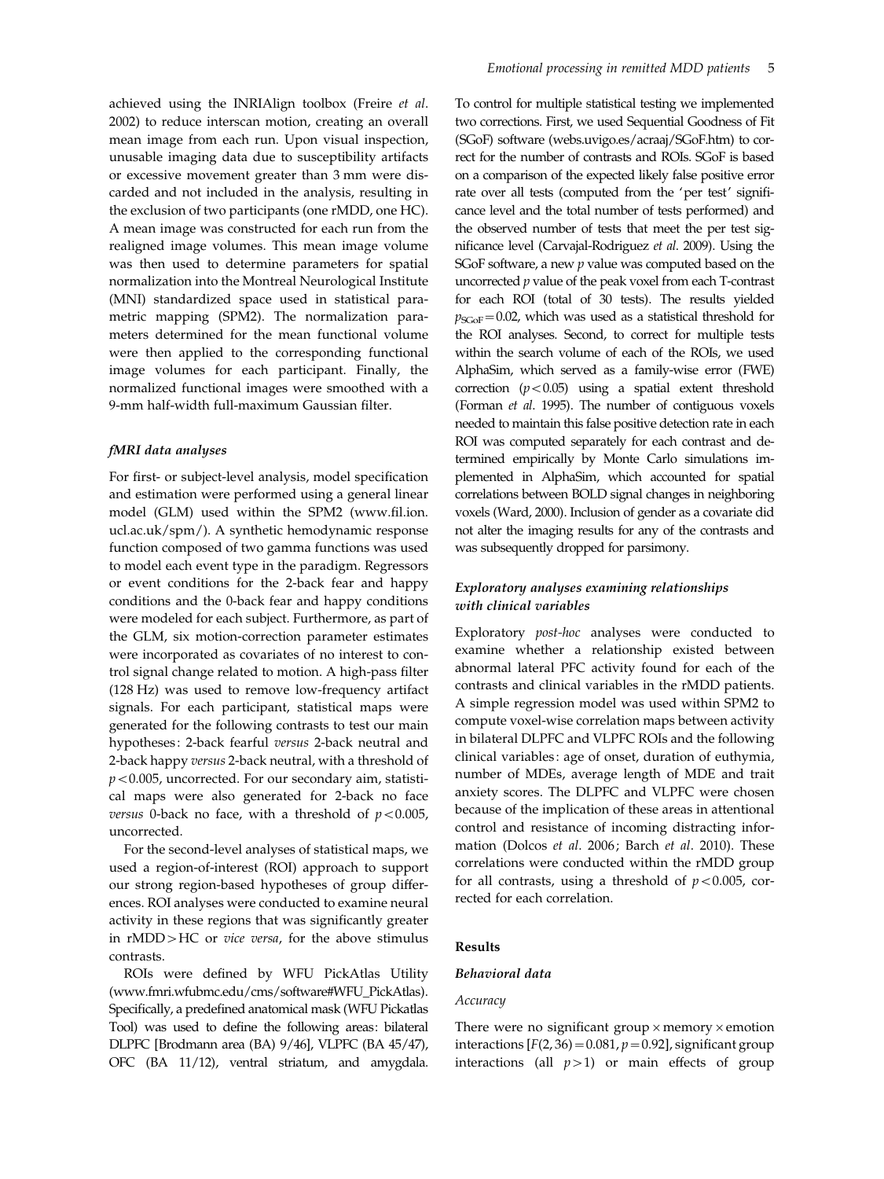achieved using the INRIAlign toolbox (Freire *et al.* 2002) to reduce interscan motion, creating an overall mean image from each run. Upon visual inspection, unusable imaging data due to susceptibility artifacts or excessive movement greater than 3 mm were discarded and not included in the analysis, resulting in the exclusion of two participants (one rMDD, one HC). A mean image was constructed for each run from the realigned image volumes. This mean image volume was then used to determine parameters for spatial normalization into the Montreal Neurological Institute (MNI) standardized space used in statistical parametric mapping (SPM2). The normalization parameters determined for the mean functional volume were then applied to the corresponding functional image volumes for each participant. Finally, the normalized functional images were smoothed with a 9-mm half-width full-maximum Gaussian filter.

#### *fMRI data analyses*

For first- or subject-level analysis, model specification and estimation were performed using a general linear model (GLM) used within the SPM2 (www.fil.ion.ucl.ac.uk/spm/). A synthetic hemodynamic response function composed of two gamma functions was used to model each event type in the paradigm. Regressors or event conditions for the 2-back fear and happy conditions and the 0-back fear and happy conditions were modeled for each subject. Furthermore, as part of the GLM, six motion-correction parameter estimates were incorporated as covariates of no interest to control signal change related to motion. A high-pass filter (128 Hz) was used to remove low-frequency artifact signals. For each participant, statistical maps were generated for the following contrasts to test our main hypotheses: 2-back fearful *versus* 2-back neutral and 2-back happy *versus* 2-back neutral, with a threshold of $p < 0.005$, uncorrected. For our secondary aim, statistical maps were also generated for 2-back no face *versus* 0-back no face, with a threshold of $p < 0.005$, uncorrected.

For the second-level analyses of statistical maps, we used a region-of-interest (ROI) approach to support our strong region-based hypotheses of group differences. ROI analyses were conducted to examine neural activity in these regions that was significantly greater in rMDD > HC or *vice versa*, for the above stimulus contrasts.

ROIs were defined by WFU PickAtlas Utility (www.fmri.wfubmc.edu/cms/software#WFU_PickAtlas). Specifically, a predefined anatomical mask (WFU Pickatlas Tool) was used to define the following areas: bilateral DLPFC [Brodmann area (BA) 9/46], VLPFC (BA 45/47), OFC (BA 11/12), ventral striatum, and amygdala. To control for multiple statistical testing we implemented two corrections. First, we used Sequential Goodness of Fit (SGoF) software (webs.uvigo.es/acraaj/SGoF.htm) to correct for the number of contrasts and ROIs. SGoF is based on a comparison of the expected likely false positive error rate over all tests (computed from the 'per test' significance level and the total number of tests performed) and the observed number of tests that meet the per test significance level (Carvajal-Rodriguez *et al.* 2009). Using the SGoF software, a new $p$ value was computed based on the uncorrected $p$ value of the peak voxel from each T-contrast for each ROI (total of 30 tests). The results yielded $p_{SGoF} = 0.02$, which was used as a statistical threshold for the ROI analyses. Second, to correct for multiple tests within the search volume of each of the ROIs, we used AlphaSim, which served as a family-wise error (FWE) correction ($p < 0.05$) using a spatial extent threshold (Forman *et al.* 1995). The number of contiguous voxels needed to maintain this false positive detection rate in each ROI was computed separately for each contrast and determined empirically by Monte Carlo simulations implemented in AlphaSim, which accounted for spatial correlations between BOLD signal changes in neighboring voxels (Ward, 2000). Inclusion of gender as a covariate did not alter the imaging results for any of the contrasts and was subsequently dropped for parsimony.

#### *Exploratory analyses examining relationships with clinical variables*

Exploratory *post-hoc* analyses were conducted to examine whether a relationship existed between abnormal lateral PFC activity found for each of the contrasts and clinical variables in the rMDD patients. A simple regression model was used within SPM2 to compute voxel-wise correlation maps between activity in bilateral DLPFC and VLPFC ROIs and the following clinical variables: age of onset, duration of euthymia, number of MDEs, average length of MDE and trait anxiety scores. The DLPFC and VLPFC were chosen because of the implication of these areas in attentional control and resistance of incoming distracting information (Dolcos *et al.* 2006; Barch *et al.* 2010). These correlations were conducted within the rMDD group for all contrasts, using a threshold of $p < 0.005$, corrected for each correlation.

## Results

### *Behavioral data*

#### *Accuracy*

There were no significant group × memory × emotion interactions [$F(2, 36) = 0.081$, $p = 0.92$], significant group interactions (all $p > 1$) or main effects of group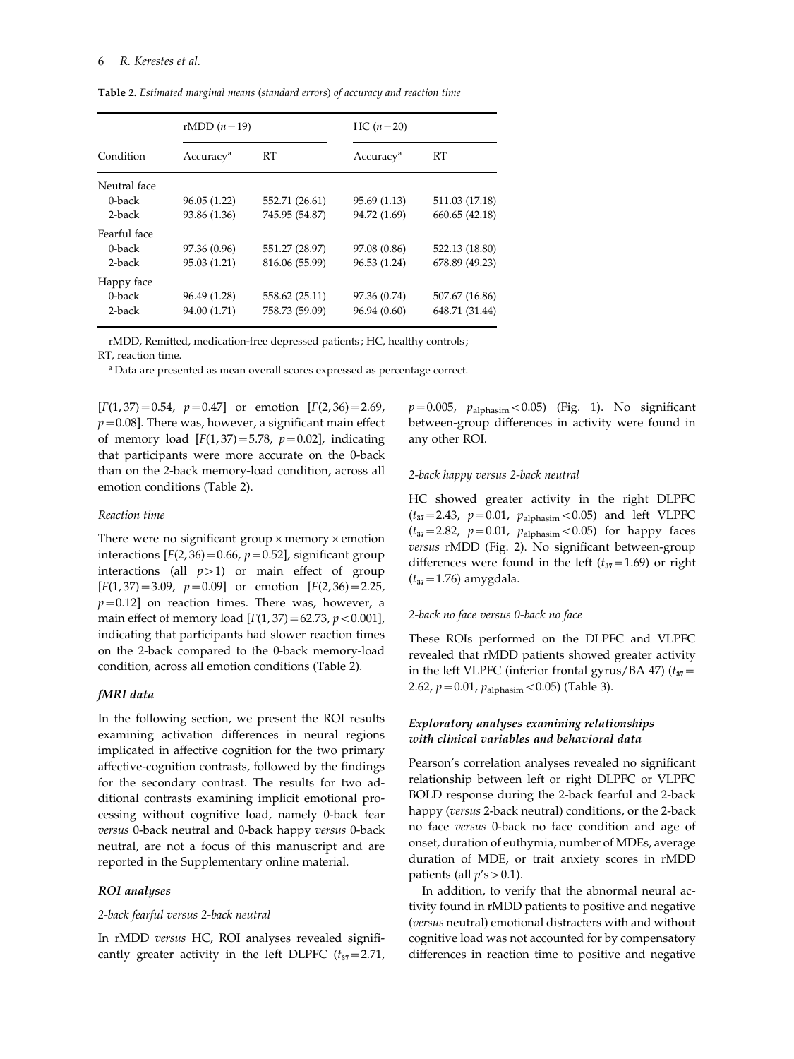**Table 2.** *Estimated marginal means (standard errors) of accuracy and reaction time*

| Condition | rMDD ($n=19$) | | HC ($n=20$) | |
|---|---|---|---|---|
| | Accuracy[a] | RT | Accuracy[a] | RT |
| Neutral face | | | | |
| 0-back | 96.05 (1.22) | 552.71 (26.61) | 95.69 (1.13) | 511.03 (17.18) |
| 2-back | 93.86 (1.36) | 745.95 (54.87) | 94.72 (1.69) | 660.65 (42.18) |
| Fearful face | | | | |
| 0-back | 97.36 (0.96) | 551.27 (28.97) | 97.08 (0.86) | 522.13 (18.80) |
| 2-back | 95.03 (1.21) | 816.06 (55.99) | 96.53 (1.24) | 678.89 (49.23) |
| Happy face | | | | |
| 0-back | 96.49 (1.28) | 558.62 (25.11) | 97.36 (0.74) | 507.67 (16.86) |
| 2-back | 94.00 (1.71) | 758.73 (59.09) | 96.94 (0.60) | 648.71 (31.44) |

rMDD, Remitted, medication-free depressed patients; HC, healthy controls; RT, reaction time.

[a] Data are presented as mean overall scores expressed as percentage correct.

$[F(1,37)=0.54,\ p=0.47]$ or emotion $[F(2,36)=2.69,\ p=0.08]$. There was, however, a significant main effect of memory load $[F(1,37)=5.78,\ p=0.02]$, indicating that participants were more accurate on the 0-back than on the 2-back memory-load condition, across all emotion conditions (Table 2).

*Reaction time*

There were no significant group × memory × emotion interactions $[F(2,36)=0.66,\ p=0.52]$, significant group interactions (all $p>1$) or main effect of group $[F(1,37)=3.09,\ p=0.09]$ or emotion $[F(2,36)=2.25,\ p=0.12]$ on reaction times. There was, however, a main effect of memory load $[F(1,37)=62.73,\ p<0.001]$, indicating that participants had slower reaction times on the 2-back compared to the 0-back memory-load condition, across all emotion conditions (Table 2).

### *fMRI data*

In the following section, we present the ROI results examining activation differences in neural regions implicated in affective cognition for the two primary affective-cognition contrasts, followed by the findings for the secondary contrast. The results for two additional contrasts examining implicit emotional processing without cognitive load, namely 0-back fear *versus* 0-back neutral and 0-back happy *versus* 0-back neutral, are not a focus of this manuscript and are reported in the Supplementary online material.

### *ROI analyses*

*2-back fearful versus 2-back neutral*

In rMDD *versus* HC, ROI analyses revealed significantly greater activity in the left DLPFC ($t_{37}=2.71$, $p=0.005$, $p_{\text{alphasim}}<0.05$) (Fig. 1). No significant between-group differences in activity were found in any other ROI.

*2-back happy versus 2-back neutral*

HC showed greater activity in the right DLPFC ($t_{37}=2.43$, $p=0.01$, $p_{\text{alphasim}}<0.05$) and left VLPFC ($t_{37}=2.82$, $p=0.01$, $p_{\text{alphasim}}<0.05$) for happy faces *versus* rMDD (Fig. 2). No significant between-group differences were found in the left ($t_{37}=1.69$) or right ($t_{37}=1.76$) amygdala.

*2-back no face versus 0-back no face*

These ROIs performed on the DLPFC and VLPFC revealed that rMDD patients showed greater activity in the left VLPFC (inferior frontal gyrus/BA 47) ($t_{37}=2.62$, $p=0.01$, $p_{\text{alphasim}}<0.05$) (Table 3).

### *Exploratory analyses examining relationships with clinical variables and behavioral data*

Pearson's correlation analyses revealed no significant relationship between left or right DLPFC or VLPFC BOLD response during the 2-back fearful and 2-back happy (*versus* 2-back neutral) conditions, or the 2-back no face *versus* 0-back no face condition and age of onset, duration of euthymia, number of MDEs, average duration of MDE, or trait anxiety scores in rMDD patients (all $p$'s $>0.1$).

In addition, to verify that the abnormal neural activity found in rMDD patients to positive and negative (*versus* neutral) emotional distracters with and without cognitive load was not accounted for by compensatory differences in reaction time to positive and negative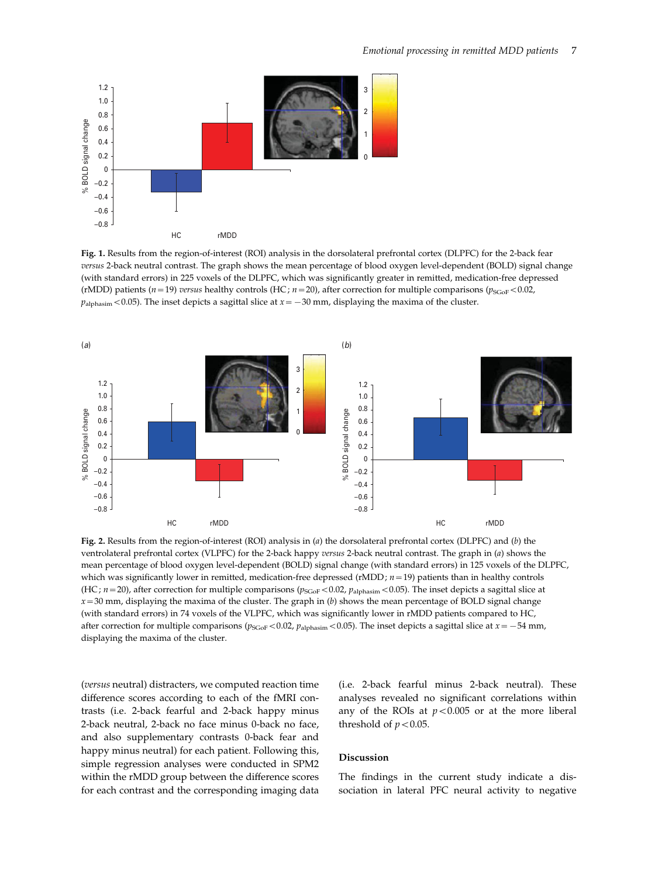**Fig. 1.** Results from the region-of-interest (ROI) analysis in the dorsolateral prefrontal cortex (DLPFC) for the 2-back fear *versus* 2-back neutral contrast. The graph shows the mean percentage of blood oxygen level-dependent (BOLD) signal change (with standard errors) in 225 voxels of the DLPFC, which was significantly greater in remitted, medication-free depressed (rMDD) patients ($n = 19$) *versus* healthy controls (HC; $n = 20$), after correction for multiple comparisons ($p_{SGoF} < 0.02$, $p_{alphasim} < 0.05$). The inset depicts a sagittal slice at $x = -30$ mm, displaying the maxima of the cluster.

**Fig. 2.** Results from the region-of-interest (ROI) analysis in (*a*) the dorsolateral prefrontal cortex (DLPFC) and (*b*) the ventrolateral prefrontal cortex (VLPFC) for the 2-back happy *versus* 2-back neutral contrast. The graph in (*a*) shows the mean percentage of blood oxygen level-dependent (BOLD) signal change (with standard errors) in 125 voxels of the DLPFC, which was significantly lower in remitted, medication-free depressed (rMDD; $n = 19$) patients than in healthy controls (HC; $n = 20$), after correction for multiple comparisons ($p_{SGoF} < 0.02$, $p_{alphasim} < 0.05$). The inset depicts a sagittal slice at $x = 30$ mm, displaying the maxima of the cluster. The graph in (*b*) shows the mean percentage of BOLD signal change (with standard errors) in 74 voxels of the VLPFC, which was significantly lower in rMDD patients compared to HC, after correction for multiple comparisons ($p_{SGoF} < 0.02$, $p_{alphasim} < 0.05$). The inset depicts a sagittal slice at $x = -54$ mm, displaying the maxima of the cluster.

(*versus* neutral) distracters, we computed reaction time difference scores according to each of the fMRI contrasts (i.e. 2-back fearful and 2-back happy minus 2-back neutral, 2-back no face minus 0-back no face, and also supplementary contrasts 0-back fear and happy minus neutral) for each patient. Following this, simple regression analyses were conducted in SPM2 within the rMDD group between the difference scores for each contrast and the corresponding imaging data (i.e. 2-back fearful minus 2-back neutral). These analyses revealed no significant correlations within any of the ROIs at $p < 0.005$ or at the more liberal threshold of $p < 0.05$.

## Discussion

The findings in the current study indicate a dissociation in lateral PFC neural activity to negative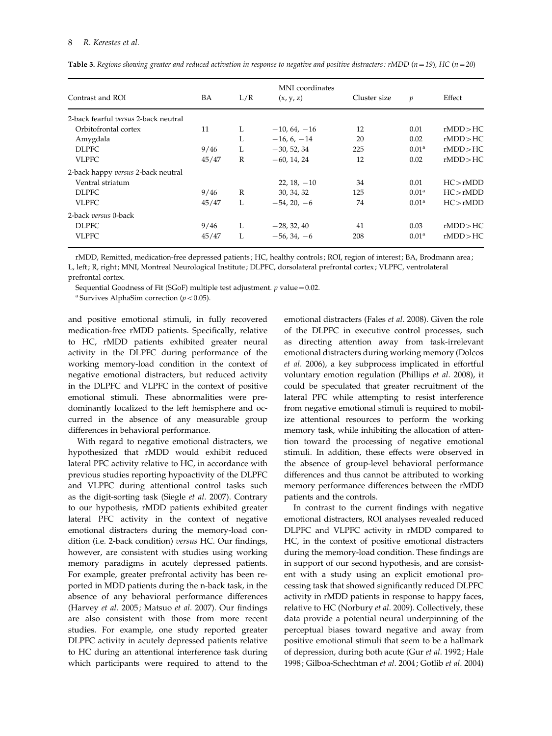**Table 3.** *Regions showing greater and reduced activation in response to negative and positive distracters: rMDD (n = 19), HC (n = 20)*

| Contrast and ROI | BA | L/R | MNI coordinates (x, y, z) | Cluster size | $p$ | Effect |
|---|---|---|---|---|---|---|
| 2-back fearful *versus* 2-back neutral | | | | | | |
| Orbitofrontal cortex | 11 | L | −10, 64, −16 | 12 | 0.01 | rMDD > HC |
| Amygdala | | L | −16, 6, −14 | 20 | 0.02 | rMDD > HC |
| DLPFC | 9/46 | L | −30, 52, 34 | 225 | 0.01[a] | rMDD > HC |
| VLPFC | 45/47 | R | −60, 14, 24 | 12 | 0.02 | rMDD > HC |
| 2-back happy *versus* 2-back neutral | | | | | | |
| Ventral striatum | | | 22, 18, −10 | 34 | 0.01 | HC > rMDD |
| DLPFC | 9/46 | R | 30, 34, 32 | 125 | 0.01[a] | HC > rMDD |
| VLPFC | 45/47 | L | −54, 20, −6 | 74 | 0.01[a] | HC > rMDD |
| 2-back *versus* 0-back | | | | | | |
| DLPFC | 9/46 | L | −28, 32, 40 | 41 | 0.03 | rMDD > HC |
| VLPFC | 45/47 | L | −56, 34, −6 | 208 | 0.01[a] | rMDD > HC |

rMDD, Remitted, medication-free depressed patients; HC, healthy controls; ROI, region of interest; BA, Brodmann area; L, left; R, right; MNI, Montreal Neurological Institute; DLPFC, dorsolateral prefrontal cortex; VLPFC, ventrolateral prefrontal cortex.

Sequential Goodness of Fit (SGoF) multiple test adjustment. $p$ value = 0.02.

[a] Survives AlphaSim correction ($p < 0.05$).

and positive emotional stimuli, in fully recovered medication-free rMDD patients. Specifically, relative to HC, rMDD patients exhibited greater neural activity in the DLPFC during performance of the working memory-load condition in the context of negative emotional distracters, but reduced activity in the DLPFC and VLPFC in the context of positive emotional stimuli. These abnormalities were predominantly localized to the left hemisphere and occurred in the absence of any measurable group differences in behavioral performance.

With regard to negative emotional distracters, we hypothesized that rMDD would exhibit reduced lateral PFC activity relative to HC, in accordance with previous studies reporting hypoactivity of the DLPFC and VLPFC during attentional control tasks such as the digit-sorting task (Siegle *et al*. 2007). Contrary to our hypothesis, rMDD patients exhibited greater lateral PFC activity in the context of negative emotional distracters during the memory-load condition (i.e. 2-back condition) *versus* HC. Our findings, however, are consistent with studies using working memory paradigms in acutely depressed patients. For example, greater prefrontal activity has been reported in MDD patients during the n-back task, in the absence of any behavioral performance differences (Harvey *et al*. 2005; Matsuo *et al*. 2007). Our findings are also consistent with those from more recent studies. For example, one study reported greater DLPFC activity in acutely depressed patients relative to HC during an attentional interference task during which participants were required to attend to the emotional distracters (Fales *et al*. 2008). Given the role of the DLPFC in executive control processes, such as directing attention away from task-irrelevant emotional distracters during working memory (Dolcos *et al*. 2006), a key subprocess implicated in effortful voluntary emotion regulation (Phillips *et al*. 2008), it could be speculated that greater recruitment of the lateral PFC while attempting to resist interference from negative emotional stimuli is required to mobilize attentional resources to perform the working memory task, while inhibiting the allocation of attention toward the processing of negative emotional stimuli. In addition, these effects were observed in the absence of group-level behavioral performance differences and thus cannot be attributed to working memory performance differences between the rMDD patients and the controls.

In contrast to the current findings with negative emotional distracters, ROI analyses revealed reduced DLPFC and VLPFC activity in rMDD compared to HC, in the context of positive emotional distracters during the memory-load condition. These findings are in support of our second hypothesis, and are consistent with a study using an explicit emotional processing task that showed significantly reduced DLPFC activity in rMDD patients in response to happy faces, relative to HC (Norbury *et al*. 2009). Collectively, these data provide a potential neural underpinning of the perceptual biases toward negative and away from positive emotional stimuli that seem to be a hallmark of depression, during both acute (Gur *et al*. 1992; Hale 1998; Gilboa-Schechtman *et al*. 2004; Gotlib *et al*. 2004)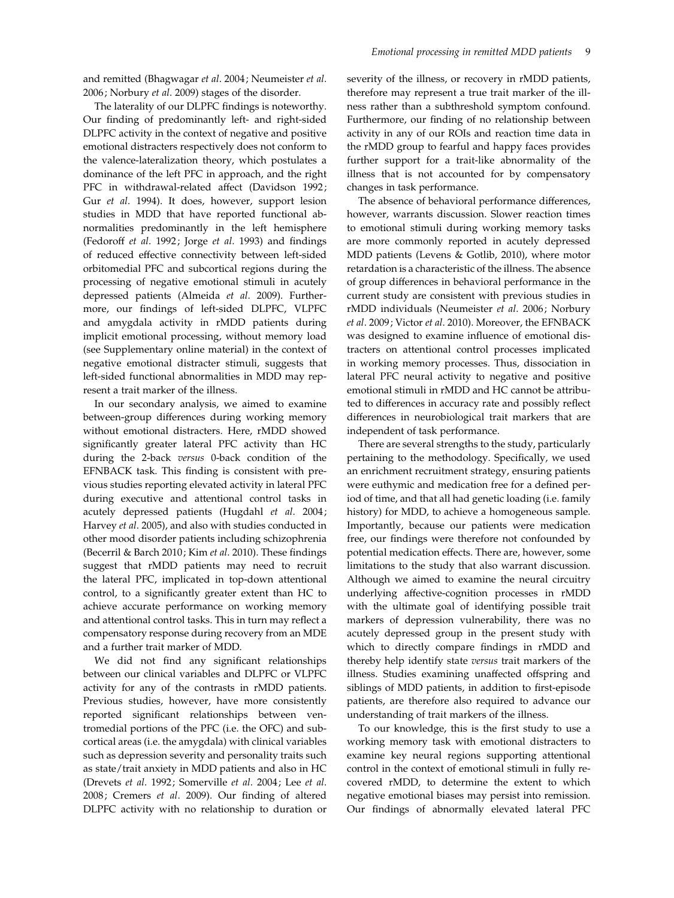and remitted (Bhagwagar *et al*. 2004; Neumeister *et al*. 2006; Norbury *et al*. 2009) stages of the disorder.

The laterality of our DLPFC findings is noteworthy. Our finding of predominantly left- and right-sided DLPFC activity in the context of negative and positive emotional distracters respectively does not conform to the valence-lateralization theory, which postulates a dominance of the left PFC in approach, and the right PFC in withdrawal-related affect (Davidson 1992; Gur *et al*. 1994). It does, however, support lesion studies in MDD that have reported functional abnormalities predominantly in the left hemisphere (Fedoroff *et al*. 1992; Jorge *et al*. 1993) and findings of reduced effective connectivity between left-sided orbitomedial PFC and subcortical regions during the processing of negative emotional stimuli in acutely depressed patients (Almeida *et al*. 2009). Furthermore, our findings of left-sided DLPFC, VLPFC and amygdala activity in rMDD patients during implicit emotional processing, without memory load (see Supplementary online material) in the context of negative emotional distracter stimuli, suggests that left-sided functional abnormalities in MDD may represent a trait marker of the illness.

In our secondary analysis, we aimed to examine between-group differences during working memory without emotional distracters. Here, rMDD showed significantly greater lateral PFC activity than HC during the 2-back *versus* 0-back condition of the EFNBACK task. This finding is consistent with previous studies reporting elevated activity in lateral PFC during executive and attentional control tasks in acutely depressed patients (Hugdahl *et al*. 2004; Harvey *et al*. 2005), and also with studies conducted in other mood disorder patients including schizophrenia (Becerril & Barch 2010; Kim *et al*. 2010). These findings suggest that rMDD patients may need to recruit the lateral PFC, implicated in top-down attentional control, to a significantly greater extent than HC to achieve accurate performance on working memory and attentional control tasks. This in turn may reflect a compensatory response during recovery from an MDE and a further trait marker of MDD.

We did not find any significant relationships between our clinical variables and DLPFC or VLPFC activity for any of the contrasts in rMDD patients. Previous studies, however, have more consistently reported significant relationships between ventromedial portions of the PFC (i.e. the OFC) and subcortical areas (i.e. the amygdala) with clinical variables such as depression severity and personality traits such as state/trait anxiety in MDD patients and also in HC (Drevets *et al*. 1992; Somerville *et al*. 2004; Lee *et al*. 2008; Cremers *et al*. 2009). Our finding of altered DLPFC activity with no relationship to duration or severity of the illness, or recovery in rMDD patients, therefore may represent a true trait marker of the illness rather than a subthreshold symptom confound. Furthermore, our finding of no relationship between activity in any of our ROIs and reaction time data in the rMDD group to fearful and happy faces provides further support for a trait-like abnormality of the illness that is not accounted for by compensatory changes in task performance.

The absence of behavioral performance differences, however, warrants discussion. Slower reaction times to emotional stimuli during working memory tasks are more commonly reported in acutely depressed MDD patients (Levens & Gotlib, 2010), where motor retardation is a characteristic of the illness. The absence of group differences in behavioral performance in the current study are consistent with previous studies in rMDD individuals (Neumeister *et al*. 2006; Norbury *et al*. 2009; Victor *et al*. 2010). Moreover, the EFNBACK was designed to examine influence of emotional distracters on attentional control processes implicated in working memory processes. Thus, dissociation in lateral PFC neural activity to negative and positive emotional stimuli in rMDD and HC cannot be attributed to differences in accuracy rate and possibly reflect differences in neurobiological trait markers that are independent of task performance.

There are several strengths to the study, particularly pertaining to the methodology. Specifically, we used an enrichment recruitment strategy, ensuring patients were euthymic and medication free for a defined period of time, and that all had genetic loading (i.e. family history) for MDD, to achieve a homogeneous sample. Importantly, because our patients were medication free, our findings were therefore not confounded by potential medication effects. There are, however, some limitations to the study that also warrant discussion. Although we aimed to examine the neural circuitry underlying affective-cognition processes in rMDD with the ultimate goal of identifying possible trait markers of depression vulnerability, there was no acutely depressed group in the present study with which to directly compare findings in rMDD and thereby help identify state *versus* trait markers of the illness. Studies examining unaffected offspring and siblings of MDD patients, in addition to first-episode patients, are therefore also required to advance our understanding of trait markers of the illness.

To our knowledge, this is the first study to use a working memory task with emotional distracters to examine key neural regions supporting attentional control in the context of emotional stimuli in fully recovered rMDD, to determine the extent to which negative emotional biases may persist into remission. Our findings of abnormally elevated lateral PFC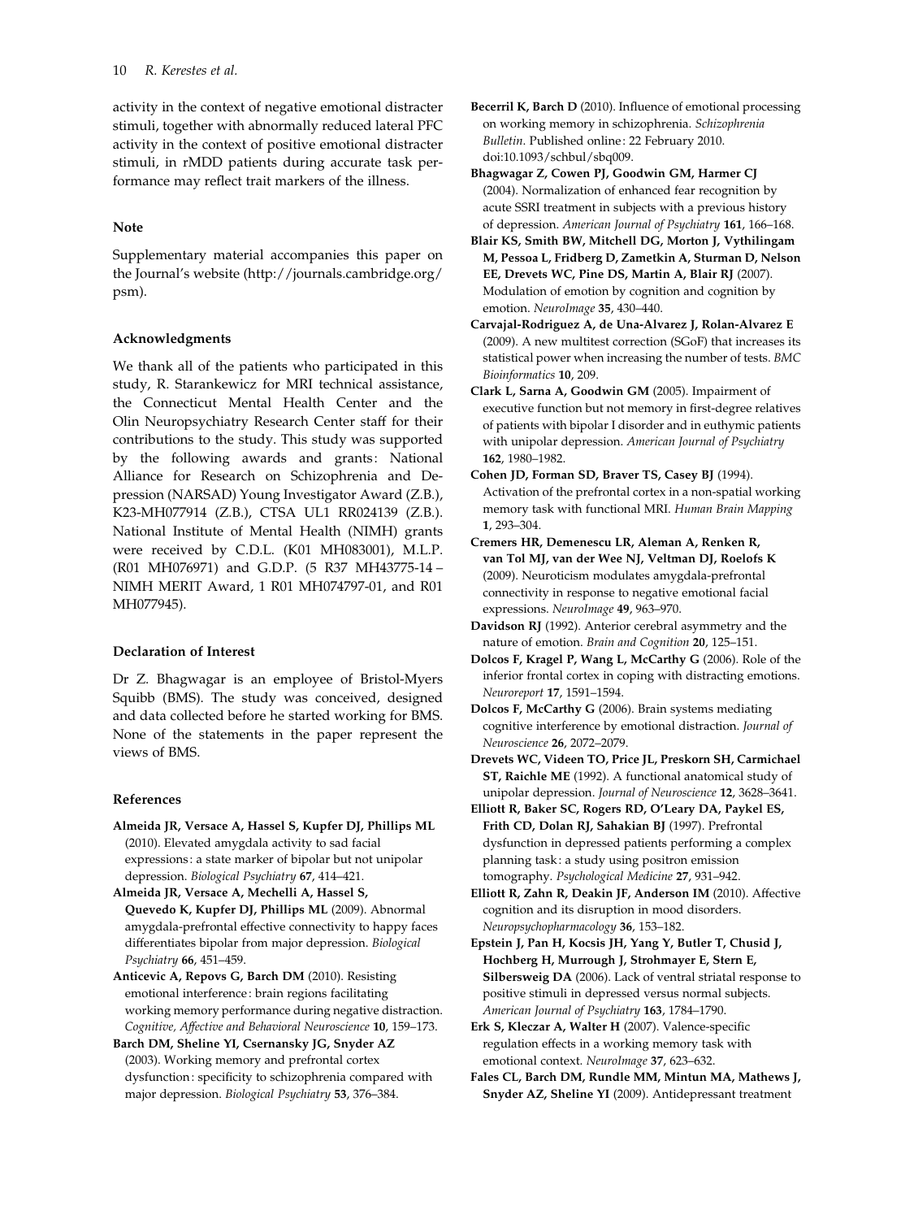activity in the context of negative emotional distracter stimuli, together with abnormally reduced lateral PFC activity in the context of positive emotional distracter stimuli, in rMDD patients during accurate task performance may reflect trait markers of the illness.

### Note

Supplementary material accompanies this paper on the Journal's website (http://journals.cambridge.org/psm).

### Acknowledgments

We thank all of the patients who participated in this study, R. Starankewicz for MRI technical assistance, the Connecticut Mental Health Center and the Olin Neuropsychiatry Research Center staff for their contributions to the study. This study was supported by the following awards and grants: National Alliance for Research on Schizophrenia and Depression (NARSAD) Young Investigator Award (Z.B.), K23-MH077914 (Z.B.), CTSA UL1 RR024139 (Z.B.). National Institute of Mental Health (NIMH) grants were received by C.D.L. (K01 MH083001), M.L.P. (R01 MH076971) and G.D.P. (5 R37 MH43775-14 – NIMH MERIT Award, 1 R01 MH074797-01, and R01 MH077945).

### Declaration of Interest

Dr Z. Bhagwagar is an employee of Bristol-Myers Squibb (BMS). The study was conceived, designed and data collected before he started working for BMS. None of the statements in the paper represent the views of BMS.

### References

**Almeida JR, Versace A, Hassel S, Kupfer DJ, Phillips ML** (2010). Elevated amygdala activity to sad facial expressions: a state marker of bipolar but not unipolar depression. *Biological Psychiatry* **67**, 414–421.

**Almeida JR, Versace A, Mechelli A, Hassel S, Quevedo K, Kupfer DJ, Phillips ML** (2009). Abnormal amygdala-prefrontal effective connectivity to happy faces differentiates bipolar from major depression. *Biological Psychiatry* **66**, 451–459.

**Anticevic A, Repovs G, Barch DM** (2010). Resisting emotional interference: brain regions facilitating working memory performance during negative distraction. *Cognitive, Affective and Behavioral Neuroscience* **10**, 159–173.

**Barch DM, Sheline YI, Csernansky JG, Snyder AZ** (2003). Working memory and prefrontal cortex dysfunction: specificity to schizophrenia compared with major depression. *Biological Psychiatry* **53**, 376–384.

**Becerril K, Barch D** (2010). Influence of emotional processing on working memory in schizophrenia. *Schizophrenia Bulletin*. Published online: 22 February 2010. doi:10.1093/schbul/sbq009.

**Bhagwagar Z, Cowen PJ, Goodwin GM, Harmer CJ** (2004). Normalization of enhanced fear recognition by acute SSRI treatment in subjects with a previous history of depression. *American Journal of Psychiatry* **161**, 166–168.

**Blair KS, Smith BW, Mitchell DG, Morton J, Vythilingam M, Pessoa L, Fridberg D, Zametkin A, Sturman D, Nelson EE, Drevets WC, Pine DS, Martin A, Blair RJ** (2007). Modulation of emotion by cognition and cognition by emotion. *NeuroImage* **35**, 430–440.

**Carvajal-Rodriguez A, de Una-Alvarez J, Rolan-Alvarez E** (2009). A new multitest correction (SGoF) that increases its statistical power when increasing the number of tests. *BMC Bioinformatics* **10**, 209.

**Clark L, Sarna A, Goodwin GM** (2005). Impairment of executive function but not memory in first-degree relatives of patients with bipolar I disorder and in euthymic patients with unipolar depression. *American Journal of Psychiatry* **162**, 1980–1982.

**Cohen JD, Forman SD, Braver TS, Casey BJ** (1994). Activation of the prefrontal cortex in a non-spatial working memory task with functional MRI. *Human Brain Mapping* **1**, 293–304.

**Cremers HR, Demenescu LR, Aleman A, Renken R, van Tol MJ, van der Wee NJ, Veltman DJ, Roelofs K** (2009). Neuroticism modulates amygdala-prefrontal connectivity in response to negative emotional facial expressions. *NeuroImage* **49**, 963–970.

**Davidson RJ** (1992). Anterior cerebral asymmetry and the nature of emotion. *Brain and Cognition* **20**, 125–151.

**Dolcos F, Kragel P, Wang L, McCarthy G** (2006). Role of the inferior frontal cortex in coping with distracting emotions. *Neuroreport* **17**, 1591–1594.

**Dolcos F, McCarthy G** (2006). Brain systems mediating cognitive interference by emotional distraction. *Journal of Neuroscience* **26**, 2072–2079.

**Drevets WC, Videen TO, Price JL, Preskorn SH, Carmichael ST, Raichle ME** (1992). A functional anatomical study of unipolar depression. *Journal of Neuroscience* **12**, 3628–3641.

**Elliott R, Baker SC, Rogers RD, O'Leary DA, Paykel ES, Frith CD, Dolan RJ, Sahakian BJ** (1997). Prefrontal dysfunction in depressed patients performing a complex planning task: a study using positron emission tomography. *Psychological Medicine* **27**, 931–942.

**Elliott R, Zahn R, Deakin JF, Anderson IM** (2010). Affective cognition and its disruption in mood disorders. *Neuropsychopharmacology* **36**, 153–182.

**Epstein J, Pan H, Kocsis JH, Yang Y, Butler T, Chusid J, Hochberg H, Murrough J, Strohmayer E, Stern E, Silbersweig DA** (2006). Lack of ventral striatal response to positive stimuli in depressed versus normal subjects. *American Journal of Psychiatry* **163**, 1784–1790.

**Erk S, Kleczar A, Walter H** (2007). Valence-specific regulation effects in a working memory task with emotional context. *NeuroImage* **37**, 623–632.

**Fales CL, Barch DM, Rundle MM, Mintun MA, Mathews J, Snyder AZ, Sheline YI** (2009). Antidepressant treatment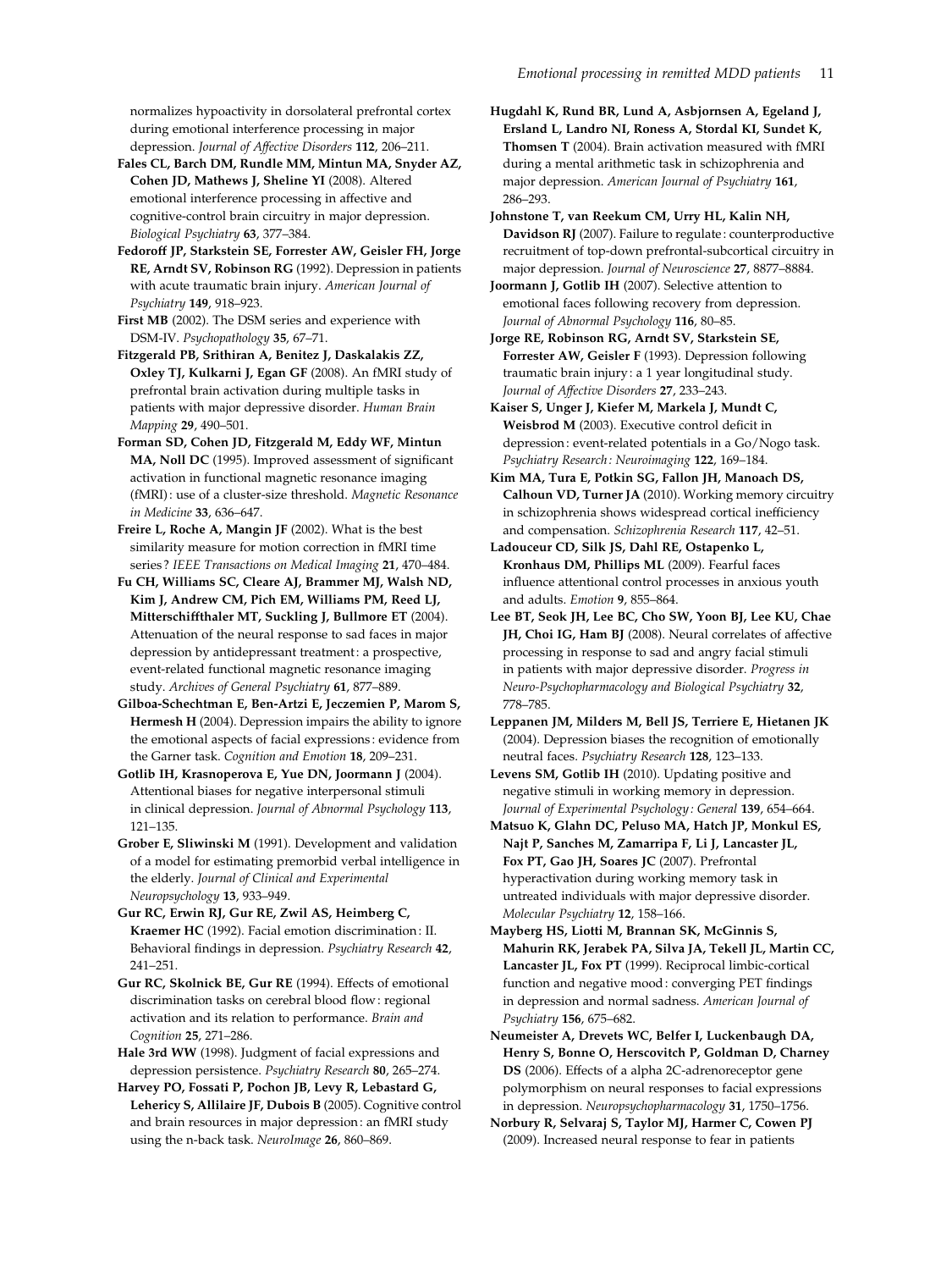normalizes hypoactivity in dorsolateral prefrontal cortex during emotional interference processing in major depression. *Journal of Affective Disorders* **112**, 206–211.

**Fales CL, Barch DM, Rundle MM, Mintun MA, Snyder AZ, Cohen JD, Mathews J, Sheline YI** (2008). Altered emotional interference processing in affective and cognitive-control brain circuitry in major depression. *Biological Psychiatry* **63**, 377–384.

**Fedoroff JP, Starkstein SE, Forrester AW, Geisler FH, Jorge RE, Arndt SV, Robinson RG** (1992). Depression in patients with acute traumatic brain injury. *American Journal of Psychiatry* **149**, 918–923.

**First MB** (2002). The DSM series and experience with DSM-IV. *Psychopathology* **35**, 67–71.

**Fitzgerald PB, Srithiran A, Benitez J, Daskalakis ZZ, Oxley TJ, Kulkarni J, Egan GF** (2008). An fMRI study of prefrontal brain activation during multiple tasks in patients with major depressive disorder. *Human Brain Mapping* **29**, 490–501.

**Forman SD, Cohen JD, Fitzgerald M, Eddy WF, Mintun MA, Noll DC** (1995). Improved assessment of significant activation in functional magnetic resonance imaging (fMRI): use of a cluster-size threshold. *Magnetic Resonance in Medicine* **33**, 636–647.

**Freire L, Roche A, Mangin JF** (2002). What is the best similarity measure for motion correction in fMRI time series? *IEEE Transactions on Medical Imaging* **21**, 470–484.

**Fu CH, Williams SC, Cleare AJ, Brammer MJ, Walsh ND, Kim J, Andrew CM, Pich EM, Williams PM, Reed LJ, Mitterschiffthaler MT, Suckling J, Bullmore ET** (2004). Attenuation of the neural response to sad faces in major depression by antidepressant treatment: a prospective, event-related functional magnetic resonance imaging study. *Archives of General Psychiatry* **61**, 877–889.

**Gilboa-Schechtman E, Ben-Artzi E, Jeczemien P, Marom S, Hermesh H** (2004). Depression impairs the ability to ignore the emotional aspects of facial expressions: evidence from the Garner task. *Cognition and Emotion* **18**, 209–231.

**Gotlib IH, Krasnoperova E, Yue DN, Joormann J** (2004). Attentional biases for negative interpersonal stimuli in clinical depression. *Journal of Abnormal Psychology* **113**, 121–135.

**Grober E, Sliwinski M** (1991). Development and validation of a model for estimating premorbid verbal intelligence in the elderly. *Journal of Clinical and Experimental Neuropsychology* **13**, 933–949.

**Gur RC, Erwin RJ, Gur RE, Zwil AS, Heimberg C, Kraemer HC** (1992). Facial emotion discrimination: II. Behavioral findings in depression. *Psychiatry Research* **42**, 241–251.

**Gur RC, Skolnick BE, Gur RE** (1994). Effects of emotional discrimination tasks on cerebral blood flow: regional activation and its relation to performance. *Brain and Cognition* **25**, 271–286.

**Hale 3rd WW** (1998). Judgment of facial expressions and depression persistence. *Psychiatry Research* **80**, 265–274.

**Harvey PO, Fossati P, Pochon JB, Levy R, Lebastard G, Lehericy S, Allilaire JF, Dubois B** (2005). Cognitive control and brain resources in major depression: an fMRI study using the n-back task. *NeuroImage* **26**, 860–869.

**Hugdahl K, Rund BR, Lund A, Asbjornsen A, Egeland J, Ersland L, Landro NI, Roness A, Stordal KI, Sundet K, Thomsen T** (2004). Brain activation measured with fMRI during a mental arithmetic task in schizophrenia and major depression. *American Journal of Psychiatry* **161**, 286–293.

**Johnstone T, van Reekum CM, Urry HL, Kalin NH, Davidson RJ** (2007). Failure to regulate: counterproductive recruitment of top-down prefrontal-subcortical circuitry in major depression. *Journal of Neuroscience* **27**, 8877–8884.

**Joormann J, Gotlib IH** (2007). Selective attention to emotional faces following recovery from depression. *Journal of Abnormal Psychology* **116**, 80–85.

**Jorge RE, Robinson RG, Arndt SV, Starkstein SE, Forrester AW, Geisler F** (1993). Depression following traumatic brain injury: a 1 year longitudinal study. *Journal of Affective Disorders* **27**, 233–243.

**Kaiser S, Unger J, Kiefer M, Markela J, Mundt C, Weisbrod M** (2003). Executive control deficit in depression: event-related potentials in a Go/Nogo task. *Psychiatry Research: Neuroimaging* **122**, 169–184.

**Kim MA, Tura E, Potkin SG, Fallon JH, Manoach DS, Calhoun VD, Turner JA** (2010). Working memory circuitry in schizophrenia shows widespread cortical inefficiency and compensation. *Schizophrenia Research* **117**, 42–51.

**Ladouceur CD, Silk JS, Dahl RE, Ostapenko L, Kronhaus DM, Phillips ML** (2009). Fearful faces influence attentional control processes in anxious youth and adults. *Emotion* **9**, 855–864.

**Lee BT, Seok JH, Lee BC, Cho SW, Yoon BJ, Lee KU, Chae JH, Choi IG, Ham BJ** (2008). Neural correlates of affective processing in response to sad and angry facial stimuli in patients with major depressive disorder. *Progress in Neuro-Psychopharmacology and Biological Psychiatry* **32**, 778–785.

**Leppanen JM, Milders M, Bell JS, Terriere E, Hietanen JK** (2004). Depression biases the recognition of emotionally neutral faces. *Psychiatry Research* **128**, 123–133.

**Levens SM, Gotlib IH** (2010). Updating positive and negative stimuli in working memory in depression. *Journal of Experimental Psychology: General* **139**, 654–664.

**Matsuo K, Glahn DC, Peluso MA, Hatch JP, Monkul ES, Najt P, Sanches M, Zamarripa F, Li J, Lancaster JL, Fox PT, Gao JH, Soares JC** (2007). Prefrontal hyperactivation during working memory task in untreated individuals with major depressive disorder. *Molecular Psychiatry* **12**, 158–166.

**Mayberg HS, Liotti M, Brannan SK, McGinnis S, Mahurin RK, Jerabek PA, Silva JA, Tekell JL, Martin CC, Lancaster JL, Fox PT** (1999). Reciprocal limbic-cortical function and negative mood: converging PET findings in depression and normal sadness. *American Journal of Psychiatry* **156**, 675–682.

**Neumeister A, Drevets WC, Belfer I, Luckenbaugh DA, Henry S, Bonne O, Herscovitch P, Goldman D, Charney DS** (2006). Effects of a alpha 2C-adrenoreceptor gene polymorphism on neural responses to facial expressions in depression. *Neuropsychopharmacology* **31**, 1750–1756.

**Norbury R, Selvaraj S, Taylor MJ, Harmer C, Cowen PJ** (2009). Increased neural response to fear in patients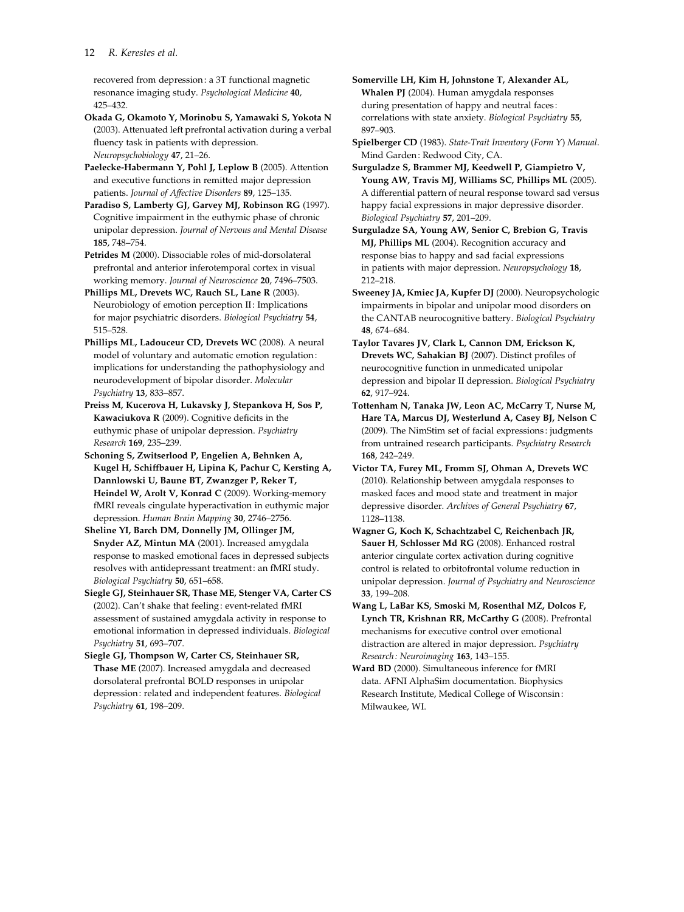recovered from depression: a 3T functional magnetic resonance imaging study. *Psychological Medicine* **40**, 425–432.

**Okada G, Okamoto Y, Morinobu S, Yamawaki S, Yokota N** (2003). Attenuated left prefrontal activation during a verbal fluency task in patients with depression. *Neuropsychobiology* **47**, 21–26.

**Paelecke-Habermann Y, Pohl J, Leplow B** (2005). Attention and executive functions in remitted major depression patients. *Journal of Affective Disorders* **89**, 125–135.

**Paradiso S, Lamberty GJ, Garvey MJ, Robinson RG** (1997). Cognitive impairment in the euthymic phase of chronic unipolar depression. *Journal of Nervous and Mental Disease* **185**, 748–754.

**Petrides M** (2000). Dissociable roles of mid-dorsolateral prefrontal and anterior inferotemporal cortex in visual working memory. *Journal of Neuroscience* **20**, 7496–7503.

**Phillips ML, Drevets WC, Rauch SL, Lane R** (2003). Neurobiology of emotion perception II: Implications for major psychiatric disorders. *Biological Psychiatry* **54**, 515–528.

**Phillips ML, Ladouceur CD, Drevets WC** (2008). A neural model of voluntary and automatic emotion regulation: implications for understanding the pathophysiology and neurodevelopment of bipolar disorder. *Molecular Psychiatry* **13**, 833–857.

**Preiss M, Kucerova H, Lukavsky J, Stepankova H, Sos P, Kawaciukova R** (2009). Cognitive deficits in the euthymic phase of unipolar depression. *Psychiatry Research* **169**, 235–239.

**Schoning S, Zwitserlood P, Engelien A, Behnken A, Kugel H, Schiffbauer H, Lipina K, Pachur C, Kersting A, Dannlowski U, Baune BT, Zwanzger P, Reker T, Heindel W, Arolt V, Konrad C** (2009). Working-memory fMRI reveals cingulate hyperactivation in euthymic major depression. *Human Brain Mapping* **30**, 2746–2756.

**Sheline YI, Barch DM, Donnelly JM, Ollinger JM, Snyder AZ, Mintun MA** (2001). Increased amygdala response to masked emotional faces in depressed subjects resolves with antidepressant treatment: an fMRI study. *Biological Psychiatry* **50**, 651–658.

**Siegle GJ, Steinhauer SR, Thase ME, Stenger VA, Carter CS** (2002). Can't shake that feeling: event-related fMRI assessment of sustained amygdala activity in response to emotional information in depressed individuals. *Biological Psychiatry* **51**, 693–707.

**Siegle GJ, Thompson W, Carter CS, Steinhauer SR, Thase ME** (2007). Increased amygdala and decreased dorsolateral prefrontal BOLD responses in unipolar depression: related and independent features. *Biological Psychiatry* **61**, 198–209.

**Somerville LH, Kim H, Johnstone T, Alexander AL, Whalen PJ** (2004). Human amygdala responses during presentation of happy and neutral faces: correlations with state anxiety. *Biological Psychiatry* **55**, 897–903.

**Spielberger CD** (1983). *State-Trait Inventory (Form Y) Manual*. Mind Garden: Redwood City, CA.

**Surguladze S, Brammer MJ, Keedwell P, Giampietro V, Young AW, Travis MJ, Williams SC, Phillips ML** (2005). A differential pattern of neural response toward sad versus happy facial expressions in major depressive disorder. *Biological Psychiatry* **57**, 201–209.

**Surguladze SA, Young AW, Senior C, Brebion G, Travis MJ, Phillips ML** (2004). Recognition accuracy and response bias to happy and sad facial expressions in patients with major depression. *Neuropsychology* **18**, 212–218.

**Sweeney JA, Kmiec JA, Kupfer DJ** (2000). Neuropsychologic impairments in bipolar and unipolar mood disorders on the CANTAB neurocognitive battery. *Biological Psychiatry* **48**, 674–684.

**Taylor Tavares JV, Clark L, Cannon DM, Erickson K, Drevets WC, Sahakian BJ** (2007). Distinct profiles of neurocognitive function in unmedicated unipolar depression and bipolar II depression. *Biological Psychiatry* **62**, 917–924.

**Tottenham N, Tanaka JW, Leon AC, McCarry T, Nurse M, Hare TA, Marcus DJ, Westerlund A, Casey BJ, Nelson C** (2009). The NimStim set of facial expressions: judgments from untrained research participants. *Psychiatry Research* **168**, 242–249.

**Victor TA, Furey ML, Fromm SJ, Ohman A, Drevets WC** (2010). Relationship between amygdala responses to masked faces and mood state and treatment in major depressive disorder. *Archives of General Psychiatry* **67**, 1128–1138.

**Wagner G, Koch K, Schachtzabel C, Reichenbach JR, Sauer H, Schlosser Md RG** (2008). Enhanced rostral anterior cingulate cortex activation during cognitive control is related to orbitofrontal volume reduction in unipolar depression. *Journal of Psychiatry and Neuroscience* **33**, 199–208.

**Wang L, LaBar KS, Smoski M, Rosenthal MZ, Dolcos F, Lynch TR, Krishnan RR, McCarthy G** (2008). Prefrontal mechanisms for executive control over emotional distraction are altered in major depression. *Psychiatry Research: Neuroimaging* **163**, 143–155.

**Ward BD** (2000). Simultaneous inference for fMRI data. AFNI AlphaSim documentation. Biophysics Research Institute, Medical College of Wisconsin: Milwaukee, WI.